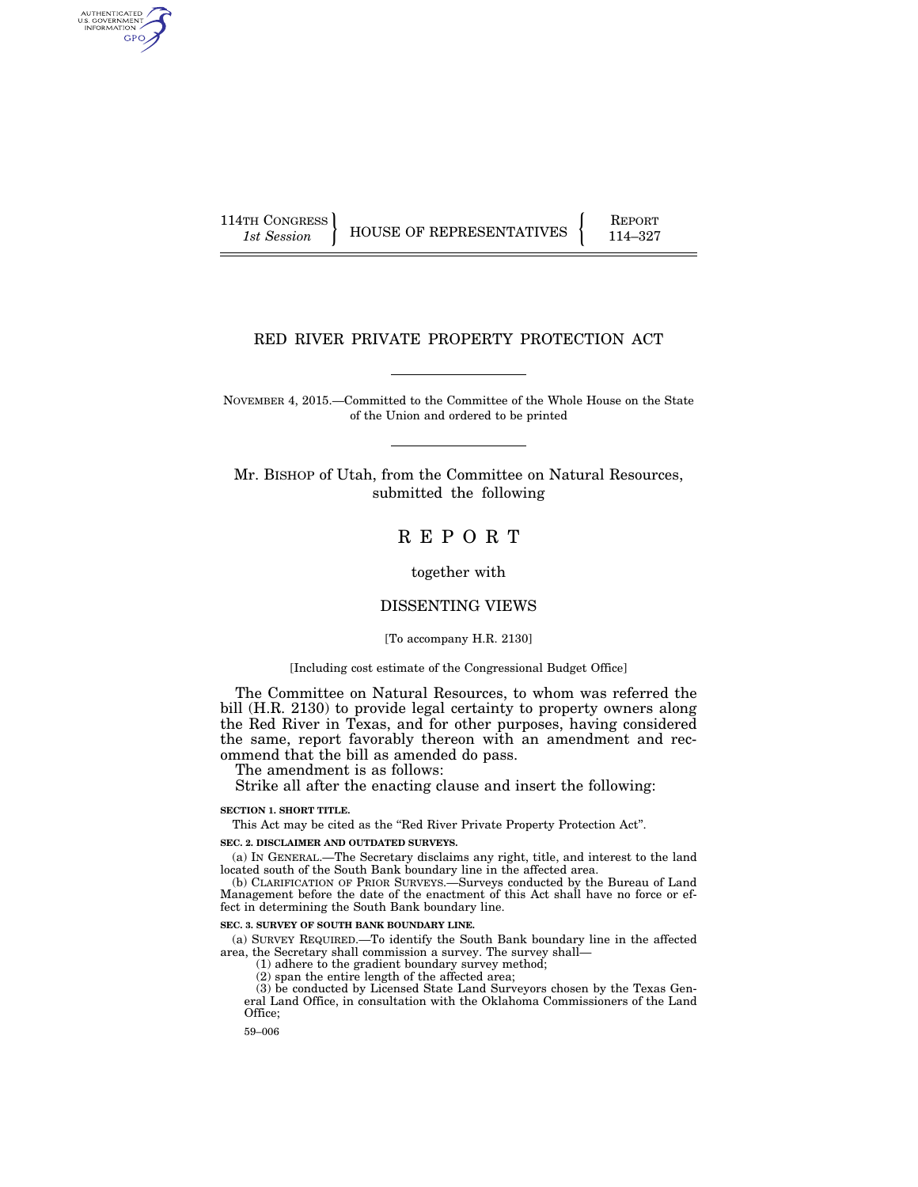114TH CONGRESS
*1st Session*

HOUSE OF REPRESENTATIVES

REPORT
114–327

# RED RIVER PRIVATE PROPERTY PROTECTION ACT

NOVEMBER 4, 2015.—Committed to the Committee of the Whole House on the State of the Union and ordered to be printed

Mr. BISHOP of Utah, from the Committee on Natural Resources, submitted the following

# R E P O R T

together with

## DISSENTING VIEWS

[To accompany H.R. 2130]

[Including cost estimate of the Congressional Budget Office]

The Committee on Natural Resources, to whom was referred the bill (H.R. 2130) to provide legal certainty to property owners along the Red River in Texas, and for other purposes, having considered the same, report favorably thereon with an amendment and recommend that the bill as amended do pass.

The amendment is as follows:

Strike all after the enacting clause and insert the following:

**SECTION 1. SHORT TITLE.**

This Act may be cited as the "Red River Private Property Protection Act".

**SEC. 2. DISCLAIMER AND OUTDATED SURVEYS.**

(a) IN GENERAL.—The Secretary disclaims any right, title, and interest to the land located south of the South Bank boundary line in the affected area.

(b) CLARIFICATION OF PRIOR SURVEYS.—Surveys conducted by the Bureau of Land Management before the date of the enactment of this Act shall have no force or effect in determining the South Bank boundary line.

**SEC. 3. SURVEY OF SOUTH BANK BOUNDARY LINE.**

(a) SURVEY REQUIRED.—To identify the South Bank boundary line in the affected area, the Secretary shall commission a survey. The survey shall—

(1) adhere to the gradient boundary survey method;

(2) span the entire length of the affected area;

(3) be conducted by Licensed State Land Surveyors chosen by the Texas General Land Office, in consultation with the Oklahoma Commissioners of the Land Office;

59–006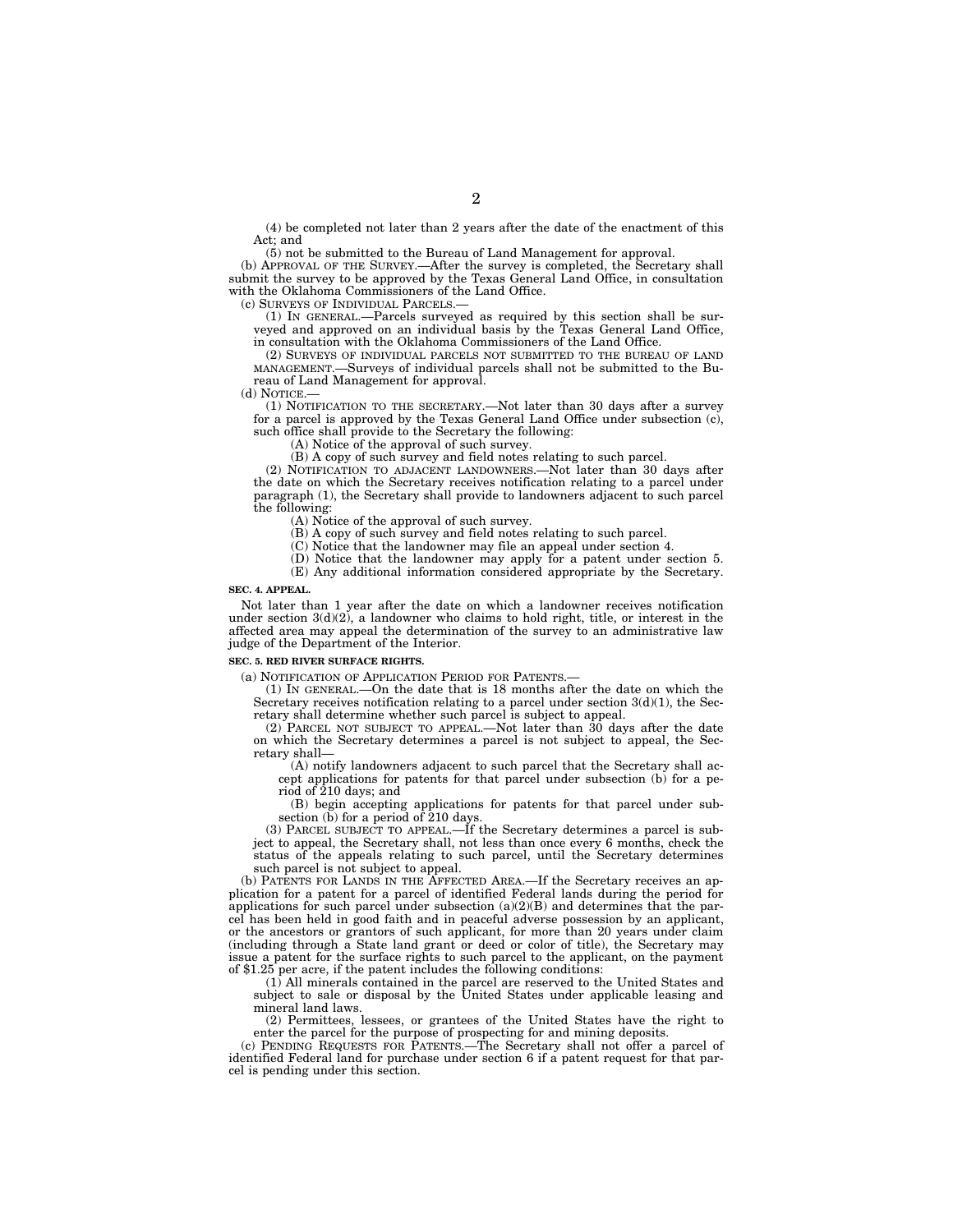(4) be completed not later than 2 years after the date of the enactment of this Act; and

(5) not be submitted to the Bureau of Land Management for approval.

(b) APPROVAL OF THE SURVEY.—After the survey is completed, the Secretary shall submit the survey to be approved by the Texas General Land Office, in consultation with the Oklahoma Commissioners of the Land Office.

(c) SURVEYS OF INDIVIDUAL PARCELS.—

(1) IN GENERAL.—Parcels surveyed as required by this section shall be surveyed and approved on an individual basis by the Texas General Land Office, in consultation with the Oklahoma Commissioners of the Land Office.

(2) SURVEYS OF INDIVIDUAL PARCELS NOT SUBMITTED TO THE BUREAU OF LAND MANAGEMENT.—Surveys of individual parcels shall not be submitted to the Bureau of Land Management for approval.

(d) NOTICE.—

(1) NOTIFICATION TO THE SECRETARY.—Not later than 30 days after a survey for a parcel is approved by the Texas General Land Office under subsection (c), such office shall provide to the Secretary the following:

(A) Notice of the approval of such survey.

(B) A copy of such survey and field notes relating to such parcel.

(2) NOTIFICATION TO ADJACENT LANDOWNERS.—Not later than 30 days after the date on which the Secretary receives notification relating to a parcel under paragraph (1), the Secretary shall provide to landowners adjacent to such parcel the following:

(A) Notice of the approval of such survey.

(B) A copy of such survey and field notes relating to such parcel.

(C) Notice that the landowner may file an appeal under section 4.

(D) Notice that the landowner may apply for a patent under section 5.

(E) Any additional information considered appropriate by the Secretary.

**SEC. 4. APPEAL.**

Not later than 1 year after the date on which a landowner receives notification under section 3(d)(2), a landowner who claims to hold right, title, or interest in the affected area may appeal the determination of the survey to an administrative law judge of the Department of the Interior.

**SEC. 5. RED RIVER SURFACE RIGHTS.**

(a) NOTIFICATION OF APPLICATION PERIOD FOR PATENTS.—

(1) IN GENERAL.—On the date that is 18 months after the date on which the Secretary receives notification relating to a parcel under section 3(d)(1), the Secretary shall determine whether such parcel is subject to appeal.

(2) PARCEL NOT SUBJECT TO APPEAL.—Not later than 30 days after the date on which the Secretary determines a parcel is not subject to appeal, the Secretary shall—

(A) notify landowners adjacent to such parcel that the Secretary shall accept applications for patents for that parcel under subsection (b) for a period of 210 days; and

(B) begin accepting applications for patents for that parcel under subsection (b) for a period of 210 days.

(3) PARCEL SUBJECT TO APPEAL.—If the Secretary determines a parcel is subject to appeal, the Secretary shall, not less than once every 6 months, check the status of the appeals relating to such parcel, until the Secretary determines such parcel is not subject to appeal.

(b) PATENTS FOR LANDS IN THE AFFECTED AREA.—If the Secretary receives an application for a patent for a parcel of identified Federal lands during the period for applications for such parcel under subsection (a)(2)(B) and determines that the parcel has been held in good faith and in peaceful adverse possession by an applicant, or the ancestors or grantors of such applicant, for more than 20 years under claim (including through a State land grant or deed or color of title), the Secretary may issue a patent for the surface rights to such parcel to the applicant, on the payment of $1.25 per acre, if the patent includes the following conditions:

(1) All minerals contained in the parcel are reserved to the United States and subject to sale or disposal by the United States under applicable leasing and mineral land laws.

(2) Permittees, lessees, or grantees of the United States have the right to enter the parcel for the purpose of prospecting for and mining deposits.

(c) PENDING REQUESTS FOR PATENTS.—The Secretary shall not offer a parcel of identified Federal land for purchase under section 6 if a patent request for that parcel is pending under this section.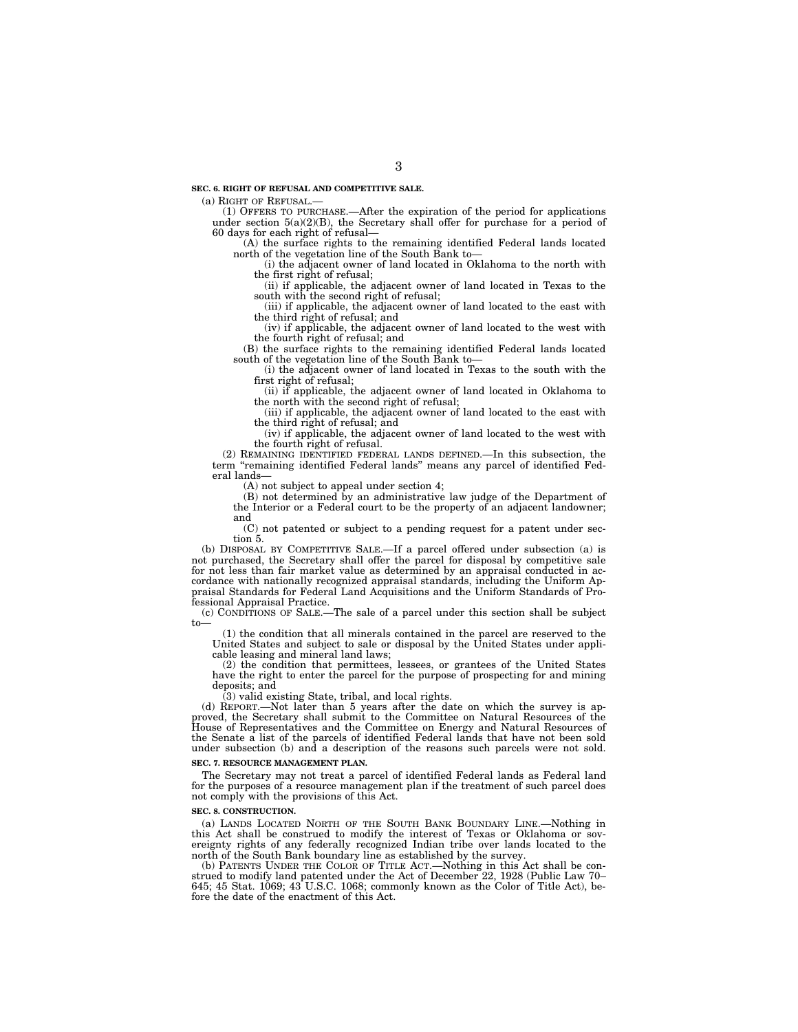**SEC. 6. RIGHT OF REFUSAL AND COMPETITIVE SALE.**

(a) RIGHT OF REFUSAL.—

(1) OFFERS TO PURCHASE.—After the expiration of the period for applications under section 5(a)(2)(B), the Secretary shall offer for purchase for a period of 60 days for each right of refusal—

(A) the surface rights to the remaining identified Federal lands located north of the vegetation line of the South Bank to—

(i) the adjacent owner of land located in Oklahoma to the north with the first right of refusal;

(ii) if applicable, the adjacent owner of land located in Texas to the south with the second right of refusal;

(iii) if applicable, the adjacent owner of land located to the east with the third right of refusal; and

(iv) if applicable, the adjacent owner of land located to the west with the fourth right of refusal; and

(B) the surface rights to the remaining identified Federal lands located south of the vegetation line of the South Bank to—

(i) the adjacent owner of land located in Texas to the south with the first right of refusal;

(ii) if applicable, the adjacent owner of land located in Oklahoma to the north with the second right of refusal;

(iii) if applicable, the adjacent owner of land located to the east with the third right of refusal; and

(iv) if applicable, the adjacent owner of land located to the west with the fourth right of refusal.

(2) REMAINING IDENTIFIED FEDERAL LANDS DEFINED.—In this subsection, the term "remaining identified Federal lands" means any parcel of identified Federal lands—

(A) not subject to appeal under section 4;

(B) not determined by an administrative law judge of the Department of the Interior or a Federal court to be the property of an adjacent landowner; and

(C) not patented or subject to a pending request for a patent under section 5.

(b) DISPOSAL BY COMPETITIVE SALE.—If a parcel offered under subsection (a) is not purchased, the Secretary shall offer the parcel for disposal by competitive sale for not less than fair market value as determined by an appraisal conducted in accordance with nationally recognized appraisal standards, including the Uniform Appraisal Standards for Federal Land Acquisitions and the Uniform Standards of Professional Appraisal Practice.

(c) CONDITIONS OF SALE.—The sale of a parcel under this section shall be subject to—

(1) the condition that all minerals contained in the parcel are reserved to the United States and subject to sale or disposal by the United States under applicable leasing and mineral land laws;

(2) the condition that permittees, lessees, or grantees of the United States have the right to enter the parcel for the purpose of prospecting for and mining deposits; and

(3) valid existing State, tribal, and local rights.

(d) REPORT.—Not later than 5 years after the date on which the survey is approved, the Secretary shall submit to the Committee on Natural Resources of the House of Representatives and the Committee on Energy and Natural Resources of the Senate a list of the parcels of identified Federal lands that have not been sold under subsection (b) and a description of the reasons such parcels were not sold.

**SEC. 7. RESOURCE MANAGEMENT PLAN.**

The Secretary may not treat a parcel of identified Federal lands as Federal land for the purposes of a resource management plan if the treatment of such parcel does not comply with the provisions of this Act.

**SEC. 8. CONSTRUCTION.**

(a) LANDS LOCATED NORTH OF THE SOUTH BANK BOUNDARY LINE.—Nothing in this Act shall be construed to modify the interest of Texas or Oklahoma or sovereignty rights of any federally recognized Indian tribe over lands located to the north of the South Bank boundary line as established by the survey.

(b) PATENTS UNDER THE COLOR OF TITLE ACT.—Nothing in this Act shall be construed to modify land patented under the Act of December 22, 1928 (Public Law 70–645; 45 Stat. 1069; 43 U.S.C. 1068; commonly known as the Color of Title Act), before the date of the enactment of this Act.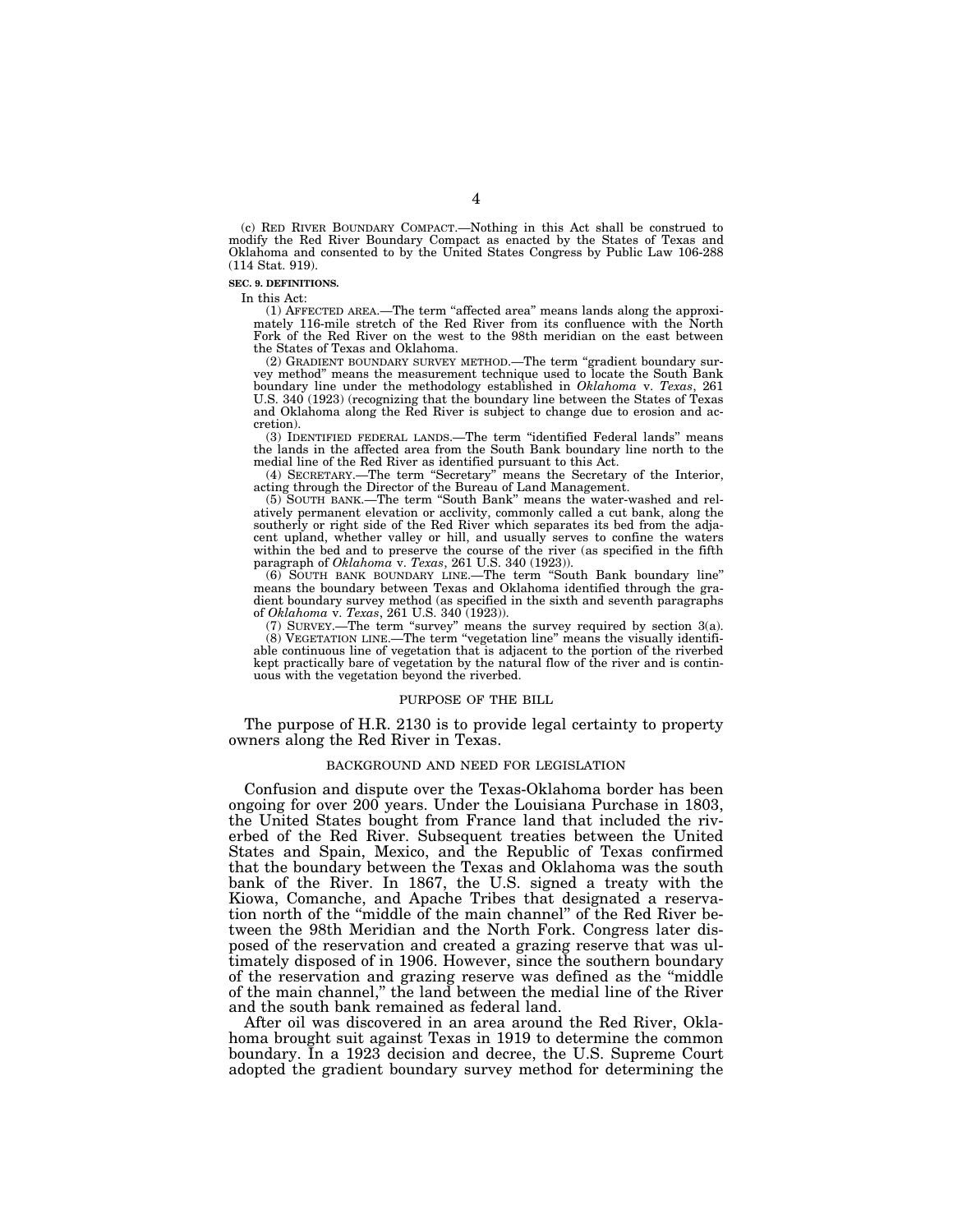(c) RED RIVER BOUNDARY COMPACT.—Nothing in this Act shall be construed to modify the Red River Boundary Compact as enacted by the States of Texas and Oklahoma and consented to by the United States Congress by Public Law 106-288 (114 Stat. 919).

**SEC. 9. DEFINITIONS.**

In this Act:

(1) AFFECTED AREA.—The term "affected area" means lands along the approximately 116-mile stretch of the Red River from its confluence with the North Fork of the Red River on the west to the 98th meridian on the east between the States of Texas and Oklahoma.

(2) GRADIENT BOUNDARY SURVEY METHOD.—The term "gradient boundary survey method" means the measurement technique used to locate the South Bank boundary line under the methodology established in *Oklahoma* v. *Texas*, 261 U.S. 340 (1923) (recognizing that the boundary line between the States of Texas and Oklahoma along the Red River is subject to change due to erosion and accretion).

(3) IDENTIFIED FEDERAL LANDS.—The term "identified Federal lands" means the lands in the affected area from the South Bank boundary line north to the medial line of the Red River as identified pursuant to this Act.

(4) SECRETARY.—The term "Secretary" means the Secretary of the Interior, acting through the Director of the Bureau of Land Management.

(5) SOUTH BANK.—The term "South Bank" means the water-washed and relatively permanent elevation or acclivity, commonly called a cut bank, along the southerly or right side of the Red River which separates its bed from the adjacent upland, whether valley or hill, and usually serves to confine the waters within the bed and to preserve the course of the river (as specified in the fifth paragraph of *Oklahoma* v. *Texas*, 261 U.S. 340 (1923)).

(6) SOUTH BANK BOUNDARY LINE.—The term "South Bank boundary line" means the boundary between Texas and Oklahoma identified through the gradient boundary survey method (as specified in the sixth and seventh paragraphs of *Oklahoma* v. *Texas*, 261 U.S. 340 (1923)).

(7) SURVEY.—The term "survey" means the survey required by section 3(a).

(8) VEGETATION LINE.—The term "vegetation line" means the visually identifiable continuous line of vegetation that is adjacent to the portion of the riverbed kept practically bare of vegetation by the natural flow of the river and is continuous with the vegetation beyond the riverbed.

## PURPOSE OF THE BILL

The purpose of H.R. 2130 is to provide legal certainty to property owners along the Red River in Texas.

## BACKGROUND AND NEED FOR LEGISLATION

Confusion and dispute over the Texas-Oklahoma border has been ongoing for over 200 years. Under the Louisiana Purchase in 1803, the United States bought from France land that included the riverbed of the Red River. Subsequent treaties between the United States and Spain, Mexico, and the Republic of Texas confirmed that the boundary between the Texas and Oklahoma was the south bank of the River. In 1867, the U.S. signed a treaty with the Kiowa, Comanche, and Apache Tribes that designated a reservation north of the "middle of the main channel" of the Red River between the 98th Meridian and the North Fork. Congress later disposed of the reservation and created a grazing reserve that was ultimately disposed of in 1906. However, since the southern boundary of the reservation and grazing reserve was defined as the "middle of the main channel," the land between the medial line of the River and the south bank remained as federal land.

After oil was discovered in an area around the Red River, Oklahoma brought suit against Texas in 1919 to determine the common boundary. In a 1923 decision and decree, the U.S. Supreme Court adopted the gradient boundary survey method for determining the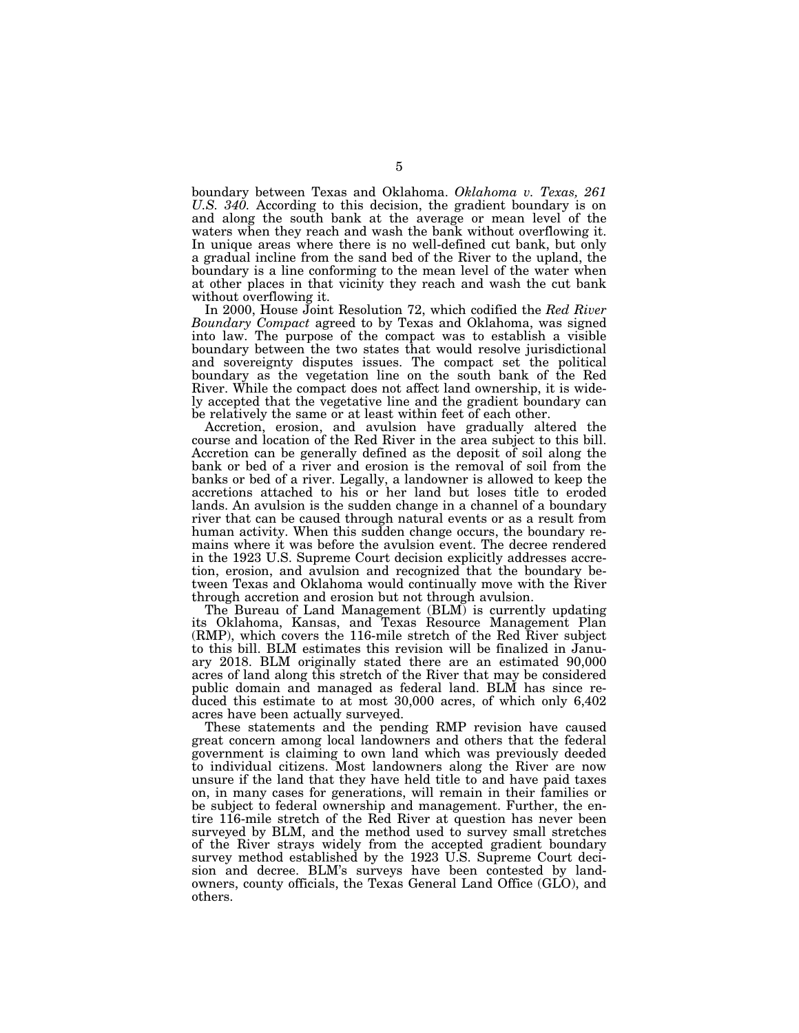boundary between Texas and Oklahoma. *Oklahoma v. Texas, 261 U.S. 340.* According to this decision, the gradient boundary is on and along the south bank at the average or mean level of the waters when they reach and wash the bank without overflowing it. In unique areas where there is no well-defined cut bank, but only a gradual incline from the sand bed of the River to the upland, the boundary is a line conforming to the mean level of the water when at other places in that vicinity they reach and wash the cut bank without overflowing it.

In 2000, House Joint Resolution 72, which codified the *Red River Boundary Compact* agreed to by Texas and Oklahoma, was signed into law. The purpose of the compact was to establish a visible boundary between the two states that would resolve jurisdictional and sovereignty disputes issues. The compact set the political boundary as the vegetation line on the south bank of the Red River. While the compact does not affect land ownership, it is widely accepted that the vegetative line and the gradient boundary can be relatively the same or at least within feet of each other.

Accretion, erosion, and avulsion have gradually altered the course and location of the Red River in the area subject to this bill. Accretion can be generally defined as the deposit of soil along the bank or bed of a river and erosion is the removal of soil from the banks or bed of a river. Legally, a landowner is allowed to keep the accretions attached to his or her land but loses title to eroded lands. An avulsion is the sudden change in a channel of a boundary river that can be caused through natural events or as a result from human activity. When this sudden change occurs, the boundary remains where it was before the avulsion event. The decree rendered in the 1923 U.S. Supreme Court decision explicitly addresses accretion, erosion, and avulsion and recognized that the boundary between Texas and Oklahoma would continually move with the River through accretion and erosion but not through avulsion.

The Bureau of Land Management (BLM) is currently updating its Oklahoma, Kansas, and Texas Resource Management Plan (RMP), which covers the 116-mile stretch of the Red River subject to this bill. BLM estimates this revision will be finalized in January 2018. BLM originally stated there are an estimated 90,000 acres of land along this stretch of the River that may be considered public domain and managed as federal land. BLM has since reduced this estimate to at most 30,000 acres, of which only 6,402 acres have been actually surveyed.

These statements and the pending RMP revision have caused great concern among local landowners and others that the federal government is claiming to own land which was previously deeded to individual citizens. Most landowners along the River are now unsure if the land that they have held title to and have paid taxes on, in many cases for generations, will remain in their families or be subject to federal ownership and management. Further, the entire 116-mile stretch of the Red River at question has never been surveyed by BLM, and the method used to survey small stretches of the River strays widely from the accepted gradient boundary survey method established by the 1923 U.S. Supreme Court decision and decree. BLM's surveys have been contested by landowners, county officials, the Texas General Land Office (GLO), and others.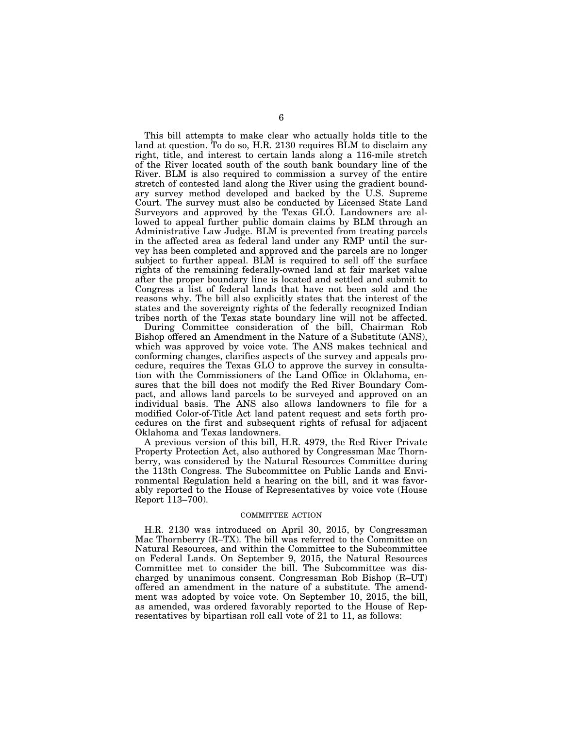This bill attempts to make clear who actually holds title to the land at question. To do so, H.R. 2130 requires BLM to disclaim any right, title, and interest to certain lands along a 116-mile stretch of the River located south of the south bank boundary line of the River. BLM is also required to commission a survey of the entire stretch of contested land along the River using the gradient boundary survey method developed and backed by the U.S. Supreme Court. The survey must also be conducted by Licensed State Land Surveyors and approved by the Texas GLO. Landowners are allowed to appeal further public domain claims by BLM through an Administrative Law Judge. BLM is prevented from treating parcels in the affected area as federal land under any RMP until the survey has been completed and approved and the parcels are no longer subject to further appeal. BLM is required to sell off the surface rights of the remaining federally-owned land at fair market value after the proper boundary line is located and settled and submit to Congress a list of federal lands that have not been sold and the reasons why. The bill also explicitly states that the interest of the states and the sovereignty rights of the federally recognized Indian tribes north of the Texas state boundary line will not be affected.

During Committee consideration of the bill, Chairman Rob Bishop offered an Amendment in the Nature of a Substitute (ANS), which was approved by voice vote. The ANS makes technical and conforming changes, clarifies aspects of the survey and appeals procedure, requires the Texas GLO to approve the survey in consultation with the Commissioners of the Land Office in Oklahoma, ensures that the bill does not modify the Red River Boundary Compact, and allows land parcels to be surveyed and approved on an individual basis. The ANS also allows landowners to file for a modified Color-of-Title Act land patent request and sets forth procedures on the first and subsequent rights of refusal for adjacent Oklahoma and Texas landowners.

A previous version of this bill, H.R. 4979, the Red River Private Property Protection Act, also authored by Congressman Mac Thornberry, was considered by the Natural Resources Committee during the 113th Congress. The Subcommittee on Public Lands and Environmental Regulation held a hearing on the bill, and it was favorably reported to the House of Representatives by voice vote (House Report 113–700).

## COMMITTEE ACTION

H.R. 2130 was introduced on April 30, 2015, by Congressman Mac Thornberry (R–TX). The bill was referred to the Committee on Natural Resources, and within the Committee to the Subcommittee on Federal Lands. On September 9, 2015, the Natural Resources Committee met to consider the bill. The Subcommittee was discharged by unanimous consent. Congressman Rob Bishop (R–UT) offered an amendment in the nature of a substitute. The amendment was adopted by voice vote. On September 10, 2015, the bill, as amended, was ordered favorably reported to the House of Representatives by bipartisan roll call vote of 21 to 11, as follows: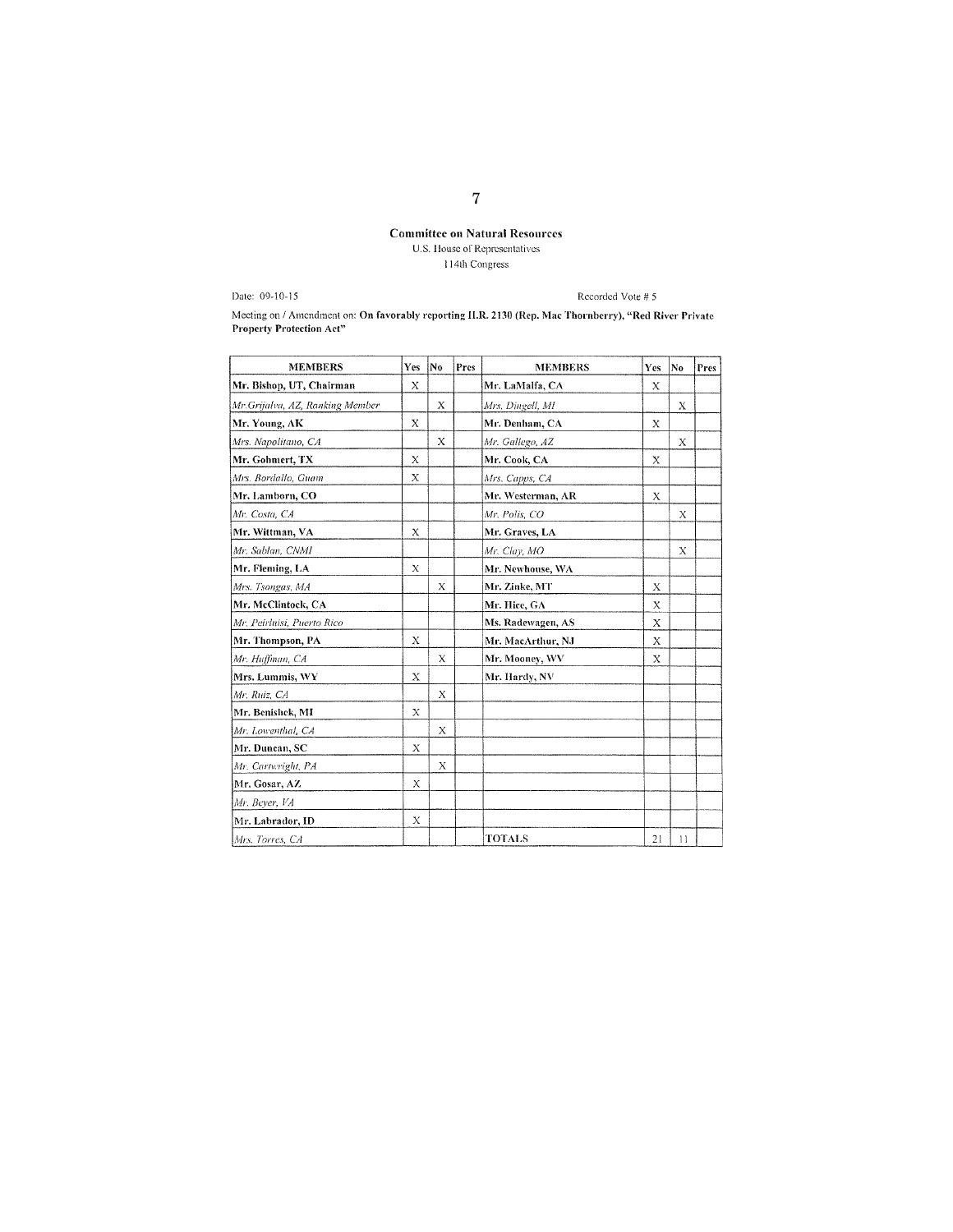**Committee on Natural Resources**
U.S. House of Representatives
114th Congress

Date: 09-10-15

Recorded Vote # 5

Meeting on / Amendment on: **On favorably reporting H.R. 2130 (Rep. Mac Thornberry), "Red River Private Property Protection Act"**

| MEMBERS | Yes | No | Pres | MEMBERS | Yes | No | Pres |
|---|---|---|---|---|---|---|---|
| **Mr. Bishop, UT, Chairman** | X | | | **Mr. LaMalfa, CA** | X | | |
| *Mr. Grijalva, AZ, Ranking Member* | | X | | *Mrs. Dingell, MI* | | X | |
| **Mr. Young, AK** | X | | | **Mr. Denham, CA** | X | | |
| *Mrs. Napolitano, CA* | | X | | *Mr. Gallego, AZ* | | X | |
| **Mr. Gohmert, TX** | X | | | **Mr. Cook, CA** | X | | |
| *Mrs. Bordallo, Guam* | X | | | *Mrs. Capps, CA* | | | |
| **Mr. Lamborn, CO** | | | | **Mr. Westerman, AR** | X | | |
| *Mr. Costa, CA* | | | | *Mr. Polis, CO* | | X | |
| **Mr. Wittman, VA** | X | | | **Mr. Graves, LA** | | | |
| *Mr. Sablan, CNMI* | | | | *Mr. Clay, MO* | | X | |
| **Mr. Fleming, LA** | X | | | **Mr. Newhouse, WA** | | | |
| *Mrs. Tsongas, MA* | | X | | **Mr. Zinke, MT** | X | | |
| **Mr. McClintock, CA** | | | | **Mr. Hice, GA** | X | | |
| *Mr. Peirluisi, Puerto Rico* | | | | **Ms. Radewagen, AS** | X | | |
| **Mr. Thompson, PA** | X | | | **Mr. MacArthur, NJ** | X | | |
| *Mr. Huffman, CA* | | X | | **Mr. Mooney, WV** | X | | |
| **Mrs. Lummis, WY** | X | | | **Mr. Hardy, NV** | | | |
| *Mr. Ruiz, CA* | | X | | | | | |
| **Mr. Benishek, MI** | X | | | | | | |
| *Mr. Lowenthal, CA* | | X | | | | | |
| **Mr. Duncan, SC** | X | | | | | | |
| *Mr. Cartwright, PA* | | X | | | | | |
| **Mr. Gosar, AZ** | X | | | | | | |
| *Mr. Beyer, VA* | | | | | | | |
| **Mr. Labrador, ID** | X | | | | | | |
| *Mrs. Torres, CA* | | | | **TOTALS** | 21 | 11 | |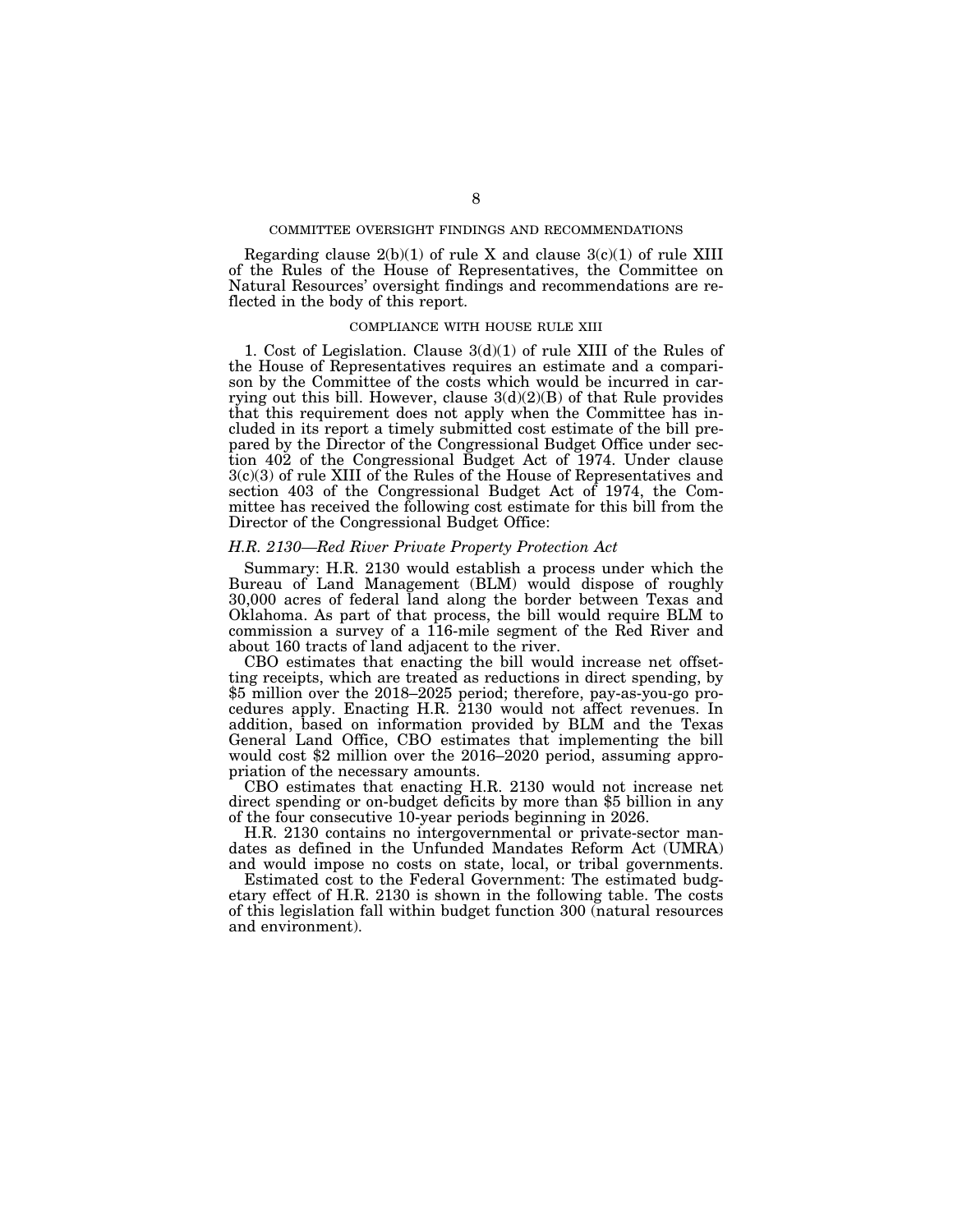## COMMITTEE OVERSIGHT FINDINGS AND RECOMMENDATIONS

Regarding clause 2(b)(1) of rule X and clause 3(c)(1) of rule XIII of the Rules of the House of Representatives, the Committee on Natural Resources' oversight findings and recommendations are reflected in the body of this report.

## COMPLIANCE WITH HOUSE RULE XIII

1. Cost of Legislation. Clause 3(d)(1) of rule XIII of the Rules of the House of Representatives requires an estimate and a comparison by the Committee of the costs which would be incurred in carrying out this bill. However, clause 3(d)(2)(B) of that Rule provides that this requirement does not apply when the Committee has included in its report a timely submitted cost estimate of the bill prepared by the Director of the Congressional Budget Office under section 402 of the Congressional Budget Act of 1974. Under clause 3(c)(3) of rule XIII of the Rules of the House of Representatives and section 403 of the Congressional Budget Act of 1974, the Committee has received the following cost estimate for this bill from the Director of the Congressional Budget Office:

### *H.R. 2130—Red River Private Property Protection Act*

Summary: H.R. 2130 would establish a process under which the Bureau of Land Management (BLM) would dispose of roughly 30,000 acres of federal land along the border between Texas and Oklahoma. As part of that process, the bill would require BLM to commission a survey of a 116-mile segment of the Red River and about 160 tracts of land adjacent to the river.

CBO estimates that enacting the bill would increase net offsetting receipts, which are treated as reductions in direct spending, by $5 million over the 2018–2025 period; therefore, pay-as-you-go procedures apply. Enacting H.R. 2130 would not affect revenues. In addition, based on information provided by BLM and the Texas General Land Office, CBO estimates that implementing the bill would cost $2 million over the 2016–2020 period, assuming appropriation of the necessary amounts.

CBO estimates that enacting H.R. 2130 would not increase net direct spending or on-budget deficits by more than $5 billion in any of the four consecutive 10-year periods beginning in 2026.

H.R. 2130 contains no intergovernmental or private-sector mandates as defined in the Unfunded Mandates Reform Act (UMRA) and would impose no costs on state, local, or tribal governments.

Estimated cost to the Federal Government: The estimated budgetary effect of H.R. 2130 is shown in the following table. The costs of this legislation fall within budget function 300 (natural resources and environment).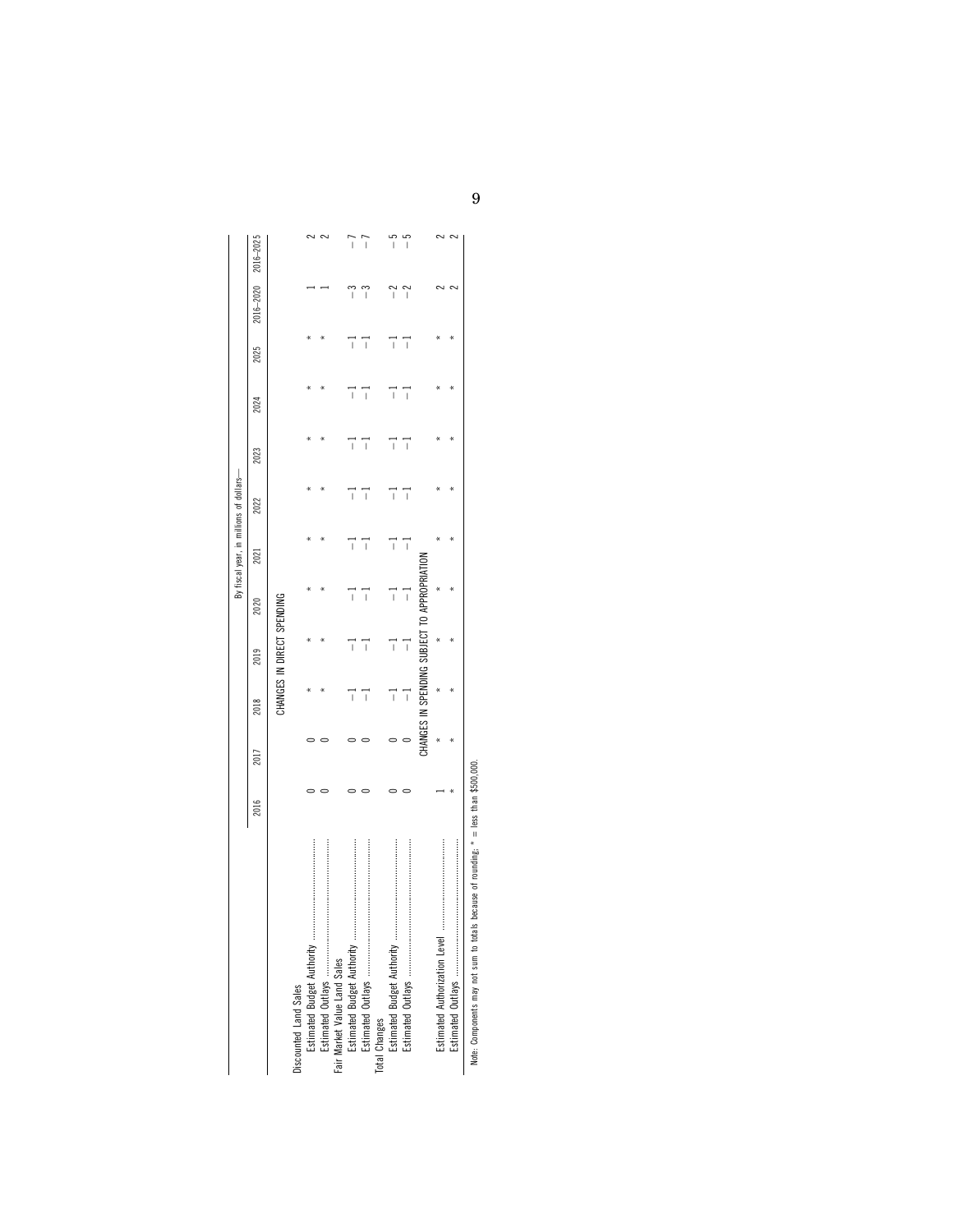| | By fiscal year, in millions of dollars— | | | | | | | | | | | |
|---|---|---|---|---|---|---|---|---|---|---|---|---|
| | 2016 | 2017 | 2018 | 2019 | 2020 | 2021 | 2022 | 2023 | 2024 | 2025 | 2016–2020 | 2016–2025 |
| | CHANGES IN DIRECT SPENDING | | | | | | | | | | | |
| Discounted Land Sales | | | | | | | | | | | | |
| Estimated Budget Authority | 0 | 0 | * | * | * | * | * | * | * | * | 1 | 2 |
| Estimated Outlays | 0 | 0 | * | * | * | * | * | * | * | * | 1 | 2 |
| Fair Market Value Land Sales | | | | | | | | | | | | |
| Estimated Budget Authority | 0 | 0 | −1 | −1 | −1 | −1 | −1 | −1 | −1 | −1 | −3 | −7 |
| Estimated Outlays | 0 | 0 | −1 | −1 | −1 | −1 | −1 | −1 | −1 | −1 | −3 | −7 |
| Total Changes | | | | | | | | | | | | |
| Estimated Budget Authority | 0 | 0 | −1 | −1 | −1 | −1 | −1 | −1 | −1 | −1 | −2 | −5 |
| Estimated Outlays | 0 | 0 | −1 | −1 | −1 | −1 | −1 | −1 | −1 | −1 | −2 | −5 |
| | CHANGES IN SPENDING SUBJECT TO APPROPRIATION | | | | | | | | | | | |
| Estimated Authorization Level | 1 | * | * | * | * | * | * | * | * | * | 2 | 2 |
| Estimated Outlays | * | * | * | * | * | * | * | * | * | * | 2 | 2 |

Note: Components may not sum to totals because of rounding; * = less than $500,000.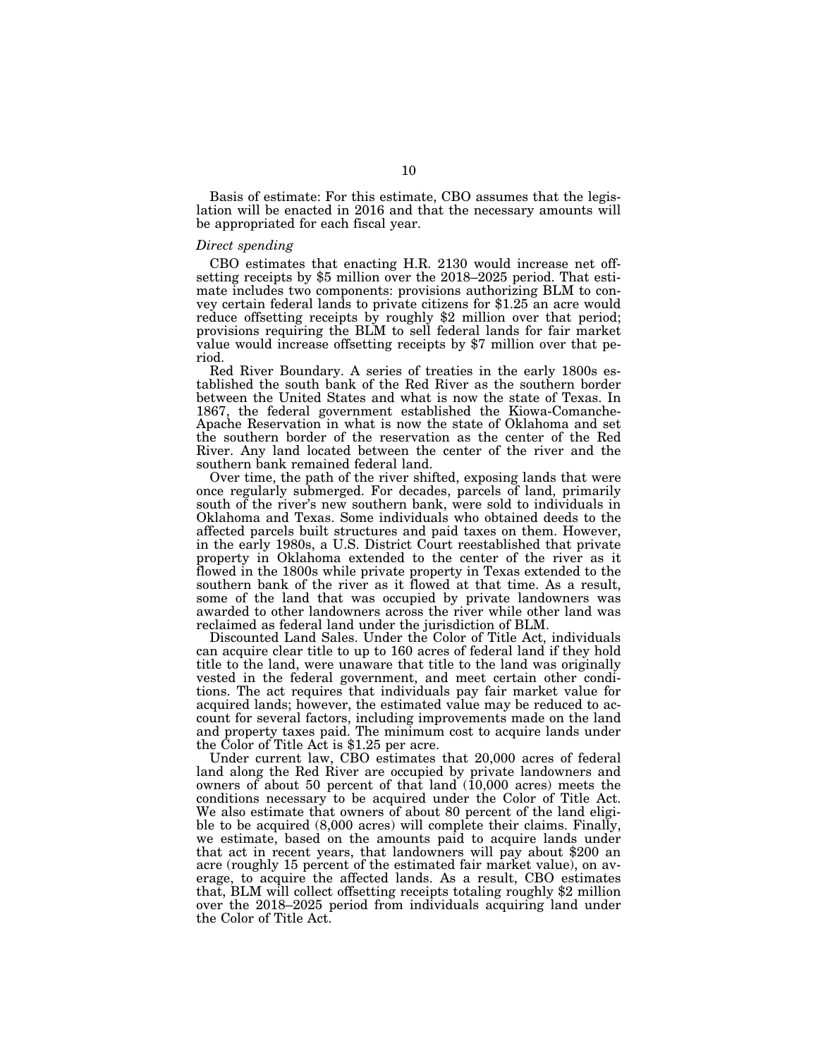Basis of estimate: For this estimate, CBO assumes that the legislation will be enacted in 2016 and that the necessary amounts will be appropriated for each fiscal year.

*Direct spending*

CBO estimates that enacting H.R. 2130 would increase net offsetting receipts by $5 million over the 2018–2025 period. That estimate includes two components: provisions authorizing BLM to convey certain federal lands to private citizens for $1.25 an acre would reduce offsetting receipts by roughly $2 million over that period; provisions requiring the BLM to sell federal lands for fair market value would increase offsetting receipts by $7 million over that period.

Red River Boundary. A series of treaties in the early 1800s established the south bank of the Red River as the southern border between the United States and what is now the state of Texas. In 1867, the federal government established the Kiowa-Comanche-Apache Reservation in what is now the state of Oklahoma and set the southern border of the reservation as the center of the Red River. Any land located between the center of the river and the southern bank remained federal land.

Over time, the path of the river shifted, exposing lands that were once regularly submerged. For decades, parcels of land, primarily south of the river's new southern bank, were sold to individuals in Oklahoma and Texas. Some individuals who obtained deeds to the affected parcels built structures and paid taxes on them. However, in the early 1980s, a U.S. District Court reestablished that private property in Oklahoma extended to the center of the river as it flowed in the 1800s while private property in Texas extended to the southern bank of the river as it flowed at that time. As a result, some of the land that was occupied by private landowners was awarded to other landowners across the river while other land was reclaimed as federal land under the jurisdiction of BLM.

Discounted Land Sales. Under the Color of Title Act, individuals can acquire clear title to up to 160 acres of federal land if they hold title to the land, were unaware that title to the land was originally vested in the federal government, and meet certain other conditions. The act requires that individuals pay fair market value for acquired lands; however, the estimated value may be reduced to account for several factors, including improvements made on the land and property taxes paid. The minimum cost to acquire lands under the Color of Title Act is $1.25 per acre.

Under current law, CBO estimates that 20,000 acres of federal land along the Red River are occupied by private landowners and owners of about 50 percent of that land (10,000 acres) meets the conditions necessary to be acquired under the Color of Title Act. We also estimate that owners of about 80 percent of the land eligible to be acquired (8,000 acres) will complete their claims. Finally, we estimate, based on the amounts paid to acquire lands under that act in recent years, that landowners will pay about $200 an acre (roughly 15 percent of the estimated fair market value), on average, to acquire the affected lands. As a result, CBO estimates that, BLM will collect offsetting receipts totaling roughly $2 million over the 2018–2025 period from individuals acquiring land under the Color of Title Act.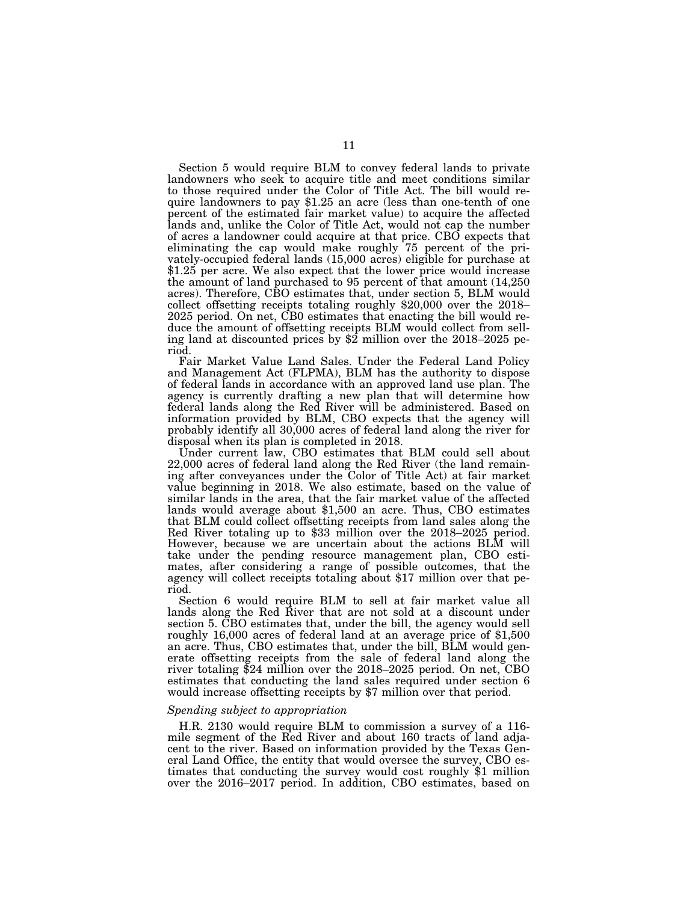Section 5 would require BLM to convey federal lands to private landowners who seek to acquire title and meet conditions similar to those required under the Color of Title Act. The bill would require landowners to pay $1.25 an acre (less than one-tenth of one percent of the estimated fair market value) to acquire the affected lands and, unlike the Color of Title Act, would not cap the number of acres a landowner could acquire at that price. CBO expects that eliminating the cap would make roughly 75 percent of the privately-occupied federal lands (15,000 acres) eligible for purchase at $1.25 per acre. We also expect that the lower price would increase the amount of land purchased to 95 percent of that amount (14,250 acres). Therefore, CBO estimates that, under section 5, BLM would collect offsetting receipts totaling roughly $20,000 over the 2018–2025 period. On net, CB0 estimates that enacting the bill would reduce the amount of offsetting receipts BLM would collect from selling land at discounted prices by $2 million over the 2018–2025 period.

Fair Market Value Land Sales. Under the Federal Land Policy and Management Act (FLPMA), BLM has the authority to dispose of federal lands in accordance with an approved land use plan. The agency is currently drafting a new plan that will determine how federal lands along the Red River will be administered. Based on information provided by BLM, CBO expects that the agency will probably identify all 30,000 acres of federal land along the river for disposal when its plan is completed in 2018.

Under current law, CBO estimates that BLM could sell about 22,000 acres of federal land along the Red River (the land remaining after conveyances under the Color of Title Act) at fair market value beginning in 2018. We also estimate, based on the value of similar lands in the area, that the fair market value of the affected lands would average about $1,500 an acre. Thus, CBO estimates that BLM could collect offsetting receipts from land sales along the Red River totaling up to $33 million over the 2018–2025 period. However, because we are uncertain about the actions BLM will take under the pending resource management plan, CBO estimates, after considering a range of possible outcomes, that the agency will collect receipts totaling about $17 million over that period.

Section 6 would require BLM to sell at fair market value all lands along the Red River that are not sold at a discount under section 5. CBO estimates that, under the bill, the agency would sell roughly 16,000 acres of federal land at an average price of $1,500 an acre. Thus, CBO estimates that, under the bill, BLM would generate offsetting receipts from the sale of federal land along the river totaling $24 million over the 2018–2025 period. On net, CBO estimates that conducting the land sales required under section 6 would increase offsetting receipts by $7 million over that period.

*Spending subject to appropriation*

H.R. 2130 would require BLM to commission a survey of a 116-mile segment of the Red River and about 160 tracts of land adjacent to the river. Based on information provided by the Texas General Land Office, the entity that would oversee the survey, CBO estimates that conducting the survey would cost roughly $1 million over the 2016–2017 period. In addition, CBO estimates, based on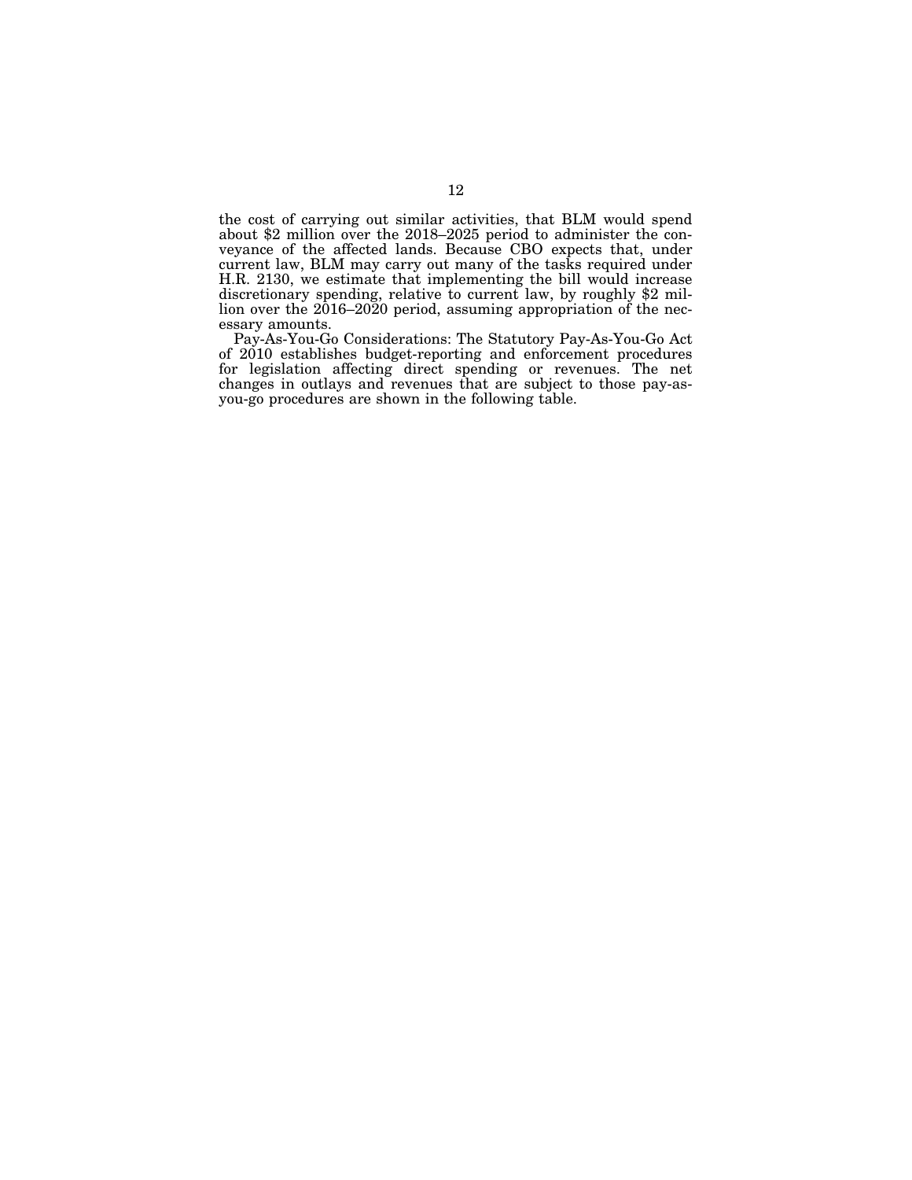the cost of carrying out similar activities, that BLM would spend about $2 million over the 2018–2025 period to administer the conveyance of the affected lands. Because CBO expects that, under current law, BLM may carry out many of the tasks required under H.R. 2130, we estimate that implementing the bill would increase discretionary spending, relative to current law, by roughly $2 million over the 2016–2020 period, assuming appropriation of the necessary amounts.

Pay-As-You-Go Considerations: The Statutory Pay-As-You-Go Act of 2010 establishes budget-reporting and enforcement procedures for legislation affecting direct spending or revenues. The net changes in outlays and revenues that are subject to those pay-as-you-go procedures are shown in the following table.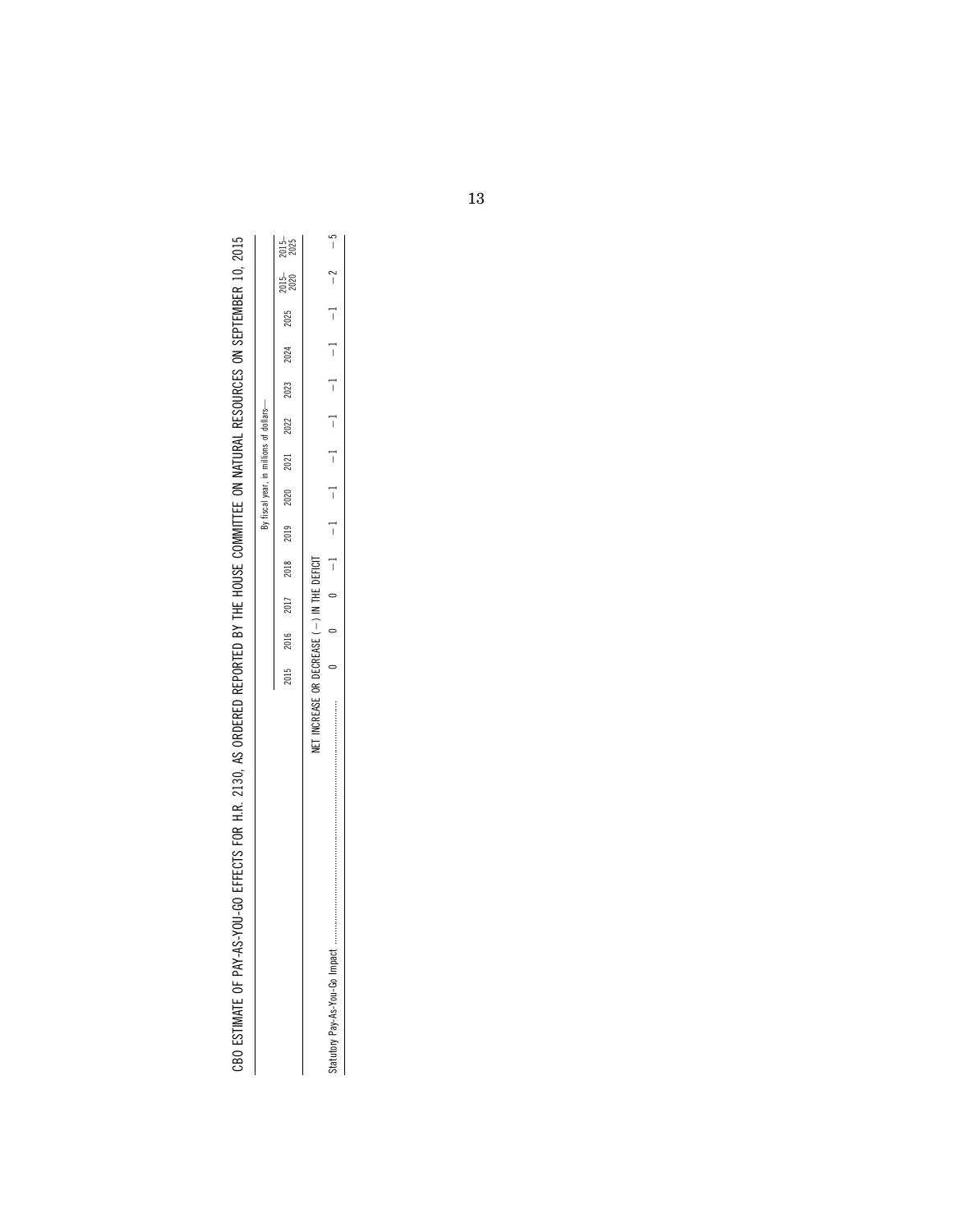CBO ESTIMATE OF PAY-AS-YOU-GO EFFECTS FOR H.R. 2130, AS ORDERED REPORTED BY THE HOUSE COMMITTEE ON NATURAL RESOURCES ON SEPTEMBER 10, 2015

| | By fiscal year, in millions of dollars— | | | | | | | | | | | | |
|---|---|---|---|---|---|---|---|---|---|---|---|---|---|
| | 2015 | 2016 | 2017 | 2018 | 2019 | 2020 | 2021 | 2022 | 2023 | 2024 | 2025 | 2015–2020 | 2015–2025 |
| | NET INCREASE OR DECREASE (−) IN THE DEFICIT | | | | | | | | | | | | |
| Statutory Pay-As-You-Go Impact | 0 | 0 | 0 | −1 | −1 | −1 | −1 | −1 | −1 | −1 | −1 | −2 | −5 |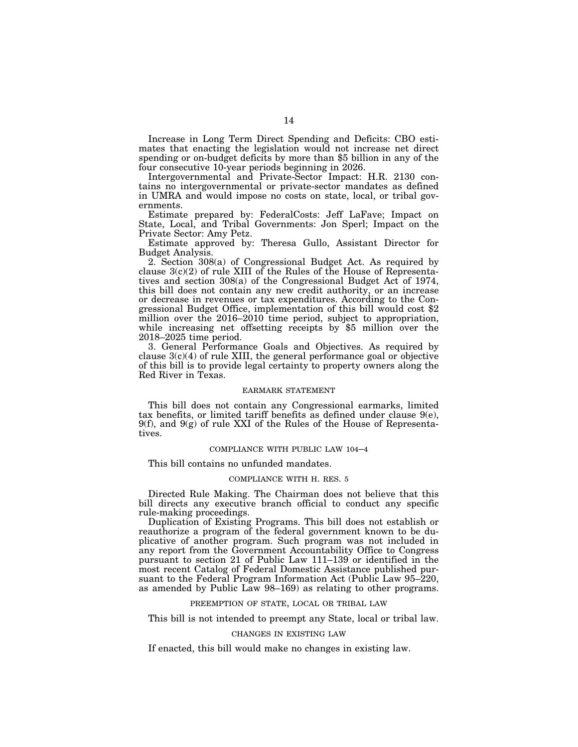Increase in Long Term Direct Spending and Deficits: CBO estimates that enacting the legislation would not increase net direct spending or on-budget deficits by more than $5 billion in any of the four consecutive 10-year periods beginning in 2026.

Intergovernmental and Private-Sector Impact: H.R. 2130 contains no intergovernmental or private-sector mandates as defined in UMRA and would impose no costs on state, local, or tribal governments.

Estimate prepared by: FederalCosts: Jeff LaFave; Impact on State, Local, and Tribal Governments: Jon Sperl; Impact on the Private Sector: Amy Petz.

Estimate approved by: Theresa Gullo, Assistant Director for Budget Analysis.

2. Section 308(a) of Congressional Budget Act. As required by clause 3(c)(2) of rule XIII of the Rules of the House of Representatives and section 308(a) of the Congressional Budget Act of 1974, this bill does not contain any new credit authority, or an increase or decrease in revenues or tax expenditures. According to the Congressional Budget Office, implementation of this bill would cost $2 million over the 2016–2010 time period, subject to appropriation, while increasing net offsetting receipts by $5 million over the 2018–2025 time period.

3. General Performance Goals and Objectives. As required by clause 3(c)(4) of rule XIII, the general performance goal or objective of this bill is to provide legal certainty to property owners along the Red River in Texas.

## EARMARK STATEMENT

This bill does not contain any Congressional earmarks, limited tax benefits, or limited tariff benefits as defined under clause 9(e), 9(f), and 9(g) of rule XXI of the Rules of the House of Representatives.

## COMPLIANCE WITH PUBLIC LAW 104–4

This bill contains no unfunded mandates.

## COMPLIANCE WITH H. RES. 5

Directed Rule Making. The Chairman does not believe that this bill directs any executive branch official to conduct any specific rule-making proceedings.

Duplication of Existing Programs. This bill does not establish or reauthorize a program of the federal government known to be duplicative of another program. Such program was not included in any report from the Government Accountability Office to Congress pursuant to section 21 of Public Law 111–139 or identified in the most recent Catalog of Federal Domestic Assistance published pursuant to the Federal Program Information Act (Public Law 95–220, as amended by Public Law 98–169) as relating to other programs.

## PREEMPTION OF STATE, LOCAL OR TRIBAL LAW

This bill is not intended to preempt any State, local or tribal law.

## CHANGES IN EXISTING LAW

If enacted, this bill would make no changes in existing law.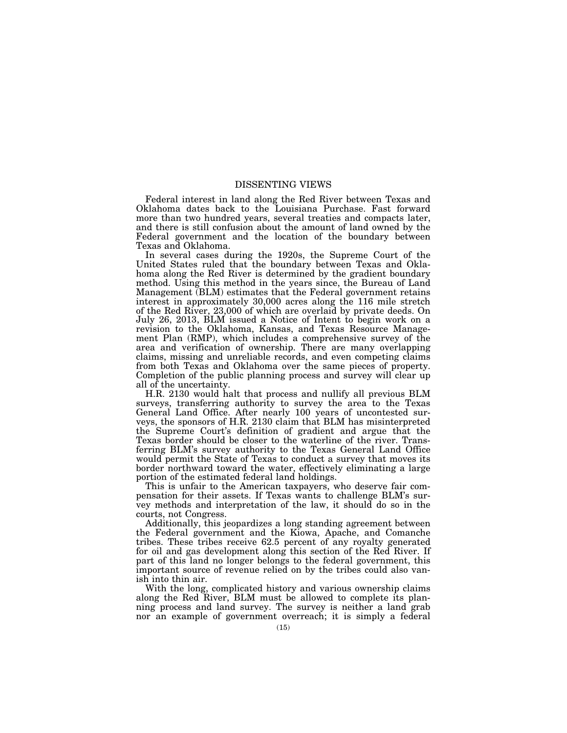# DISSENTING VIEWS

Federal interest in land along the Red River between Texas and Oklahoma dates back to the Louisiana Purchase. Fast forward more than two hundred years, several treaties and compacts later, and there is still confusion about the amount of land owned by the Federal government and the location of the boundary between Texas and Oklahoma.

In several cases during the 1920s, the Supreme Court of the United States ruled that the boundary between Texas and Oklahoma along the Red River is determined by the gradient boundary method. Using this method in the years since, the Bureau of Land Management (BLM) estimates that the Federal government retains interest in approximately 30,000 acres along the 116 mile stretch of the Red River, 23,000 of which are overlaid by private deeds. On July 26, 2013, BLM issued a Notice of Intent to begin work on a revision to the Oklahoma, Kansas, and Texas Resource Management Plan (RMP), which includes a comprehensive survey of the area and verification of ownership. There are many overlapping claims, missing and unreliable records, and even competing claims from both Texas and Oklahoma over the same pieces of property. Completion of the public planning process and survey will clear up all of the uncertainty.

H.R. 2130 would halt that process and nullify all previous BLM surveys, transferring authority to survey the area to the Texas General Land Office. After nearly 100 years of uncontested surveys, the sponsors of H.R. 2130 claim that BLM has misinterpreted the Supreme Court's definition of gradient and argue that the Texas border should be closer to the waterline of the river. Transferring BLM's survey authority to the Texas General Land Office would permit the State of Texas to conduct a survey that moves its border northward toward the water, effectively eliminating a large portion of the estimated federal land holdings.

This is unfair to the American taxpayers, who deserve fair compensation for their assets. If Texas wants to challenge BLM's survey methods and interpretation of the law, it should do so in the courts, not Congress.

Additionally, this jeopardizes a long standing agreement between the Federal government and the Kiowa, Apache, and Comanche tribes. These tribes receive 62.5 percent of any royalty generated for oil and gas development along this section of the Red River. If part of this land no longer belongs to the federal government, this important source of revenue relied on by the tribes could also vanish into thin air.

With the long, complicated history and various ownership claims along the Red River, BLM must be allowed to complete its planning process and land survey. The survey is neither a land grab nor an example of government overreach; it is simply a federal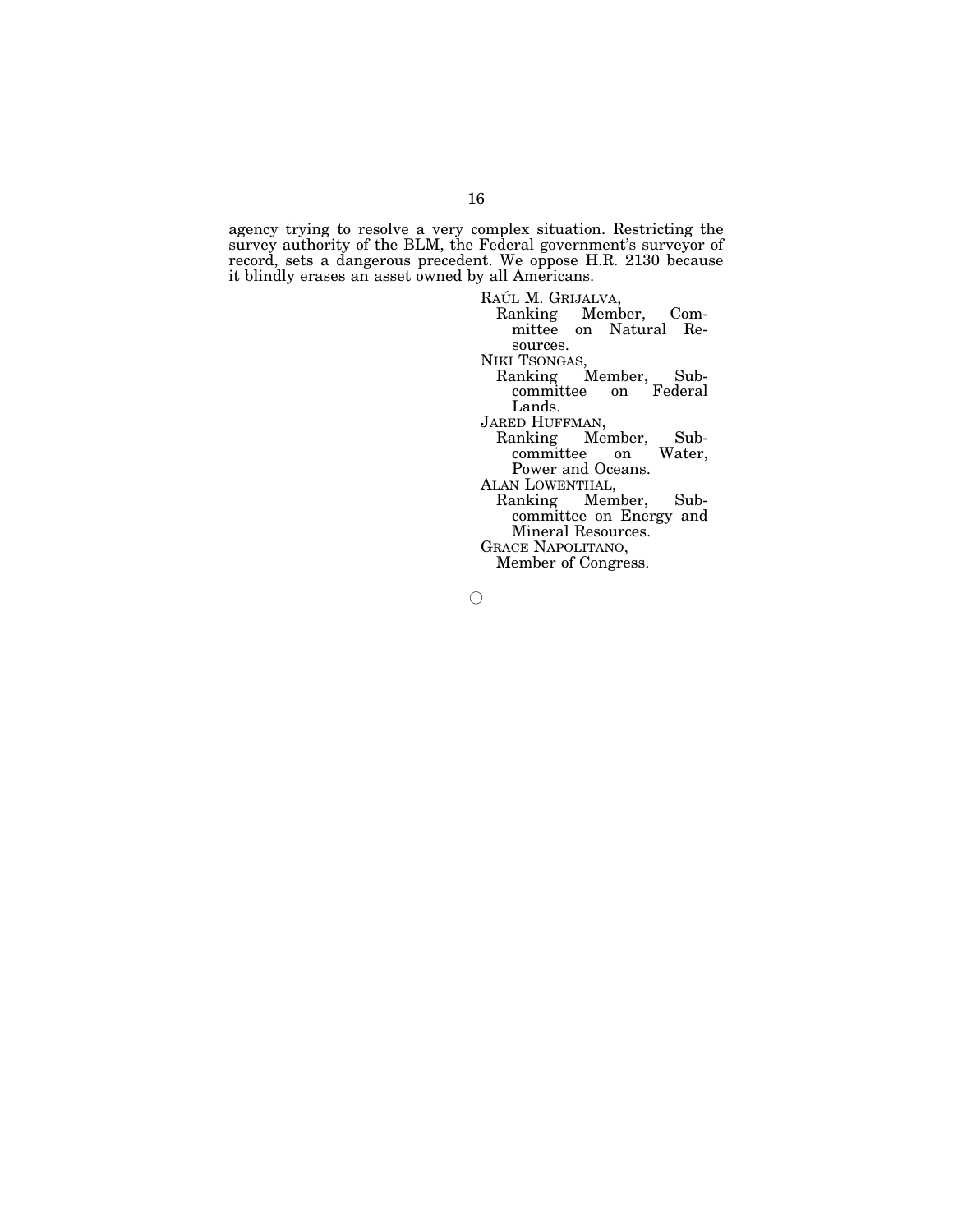agency trying to resolve a very complex situation. Restricting the survey authority of the BLM, the Federal government's surveyor of record, sets a dangerous precedent. We oppose H.R. 2130 because it blindly erases an asset owned by all Americans.

RAÚL M. GRIJALVA,
Ranking Member, Committee on Natural Resources.

NIKI TSONGAS,
Ranking Member, Subcommittee on Federal Lands.

JARED HUFFMAN,
Ranking Member, Subcommittee on Water, Power and Oceans.

ALAN LOWENTHAL,
Ranking Member, Subcommittee on Energy and Mineral Resources.

GRACE NAPOLITANO,
Member of Congress.